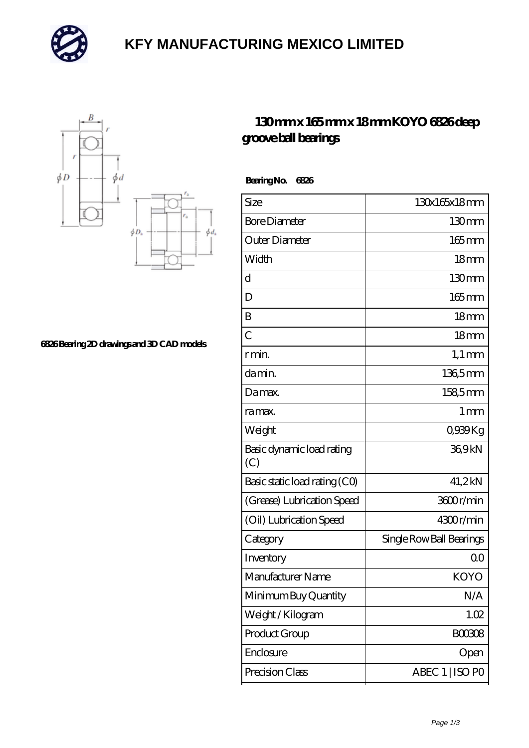# KFY MANUFACTURING MEXICO LIMITED

6826 Bearing 2D drawings and 3D CAD models

## 130 mm x 165 mm x 18 mm KOYO 6826 deep groove ball bearings

**Bearing No. 6826**

| Size | 130x165x18 mm |
|---|---|
| Bore Diameter | 130 mm |
| Outer Diameter | 165 mm |
| Width | 18 mm |
| d | 130 mm |
| D | 165 mm |
| B | 18 mm |
| C | 18 mm |
| r min. | 1,1 mm |
| da min. | 136,5 mm |
| Da max. | 158,5 mm |
| ra max. | 1 mm |
| Weight | 0,939 Kg |
| Basic dynamic load rating (C) | 36,9 kN |
| Basic static load rating (C0) | 41,2 kN |
| (Grease) Lubrication Speed | 3600 r/min |
| (Oil) Lubrication Speed | 4300 r/min |
| Category | Single Row Ball Bearings |
| Inventory | 0.0 |
| Manufacturer Name | KOYO |
| Minimum Buy Quantity | N/A |
| Weight / Kilogram | 1.02 |
| Product Group | B00308 |
| Enclosure | Open |
| Precision Class | ABEC 1 \| ISO P0 |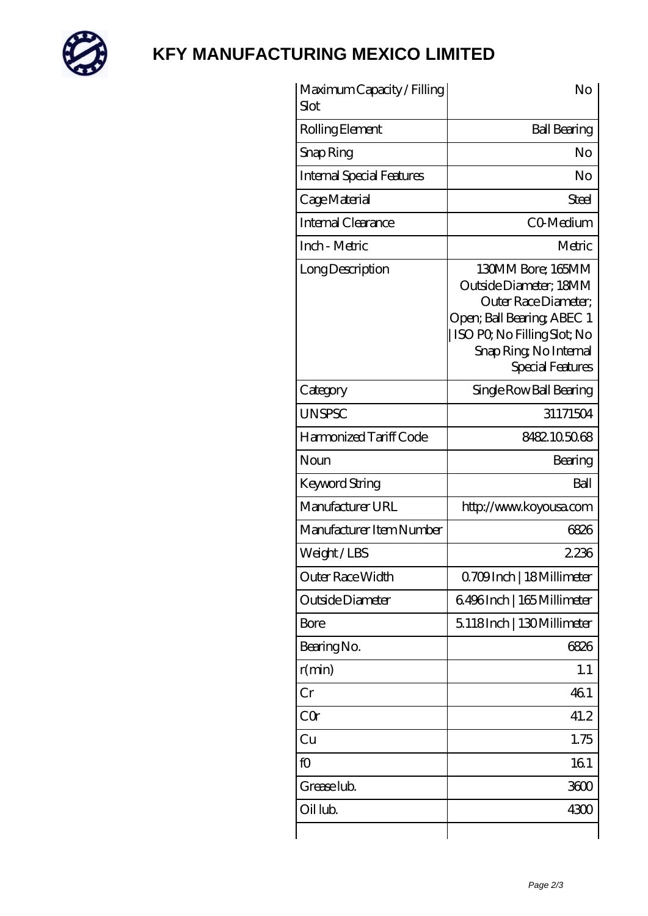# KFY MANUFACTURING MEXICO LIMITED

| Maximum Capacity / Filling Slot | No |
|---|---|
| Rolling Element | Ball Bearing |
| Snap Ring | No |
| Internal Special Features | No |
| Cage Material | Steel |
| Internal Clearance | C0-Medium |
| Inch - Metric | Metric |
| Long Description | 130MM Bore; 165MM Outside Diameter; 18MM Outer Race Diameter; Open; Ball Bearing; ABEC 1 \| ISO P0; No Filling Slot; No Snap Ring; No Internal Special Features |
| Category | Single Row Ball Bearing |
| UNSPSC | 31171504 |
| Harmonized Tariff Code | 8482.10.50.68 |
| Noun | Bearing |
| Keyword String | Ball |
| Manufacturer URL | http://www.koyousa.com |
| Manufacturer Item Number | 6826 |
| Weight / LBS | 2.236 |
| Outer Race Width | 0.709 Inch \| 18 Millimeter |
| Outside Diameter | 6.496 Inch \| 165 Millimeter |
| Bore | 5.118 Inch \| 130 Millimeter |
| Bearing No. | 6826 |
| r(min) | 1.1 |
| Cr | 46.1 |
| C0r | 41.2 |
| Cu | 1.75 |
| f0 | 16.1 |
| Grease lub. | 3600 |
| Oil lub. | 4300 |
| | |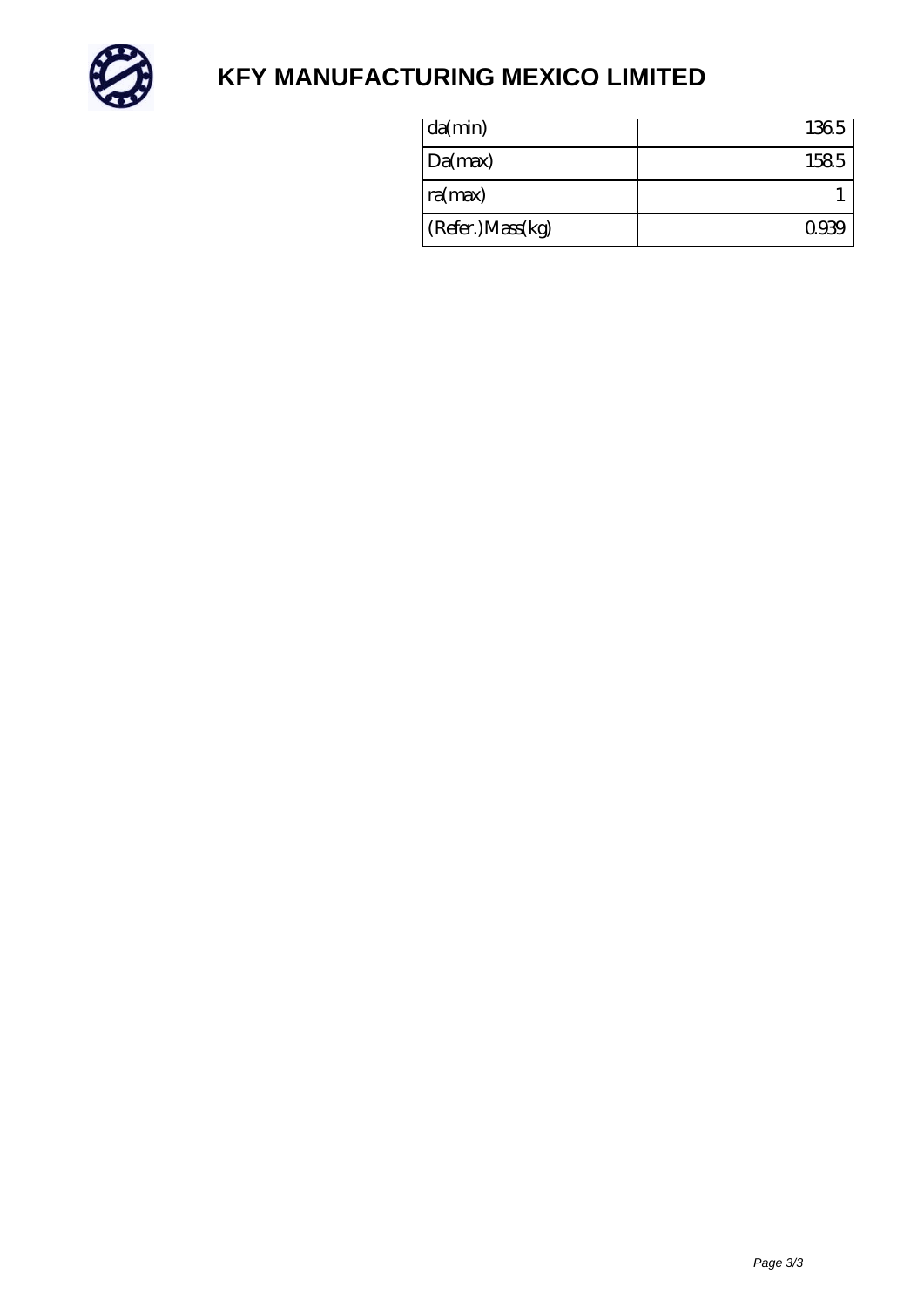| | |
|---|---|
| da(min) | 136.5 |
| Da(max) | 158.5 |
| ra(max) | 1 |
| (Refer.)Mass(kg) | 0.939 |